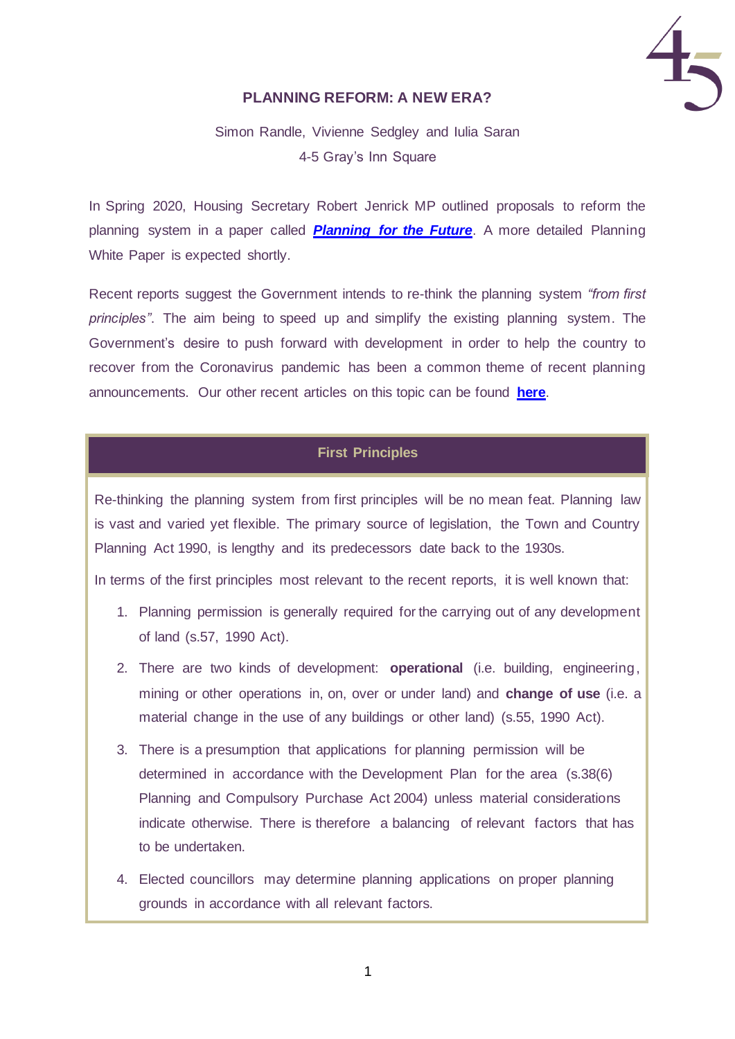# PLANNING REFORM: A NEW ERA?

Simon Randle, Vivienne Sedgley and Iulia Saran
4-5 Gray's Inn Square

In Spring 2020, Housing Secretary Robert Jenrick MP outlined proposals to reform the planning system in a paper called ***Planning for the Future***. A more detailed Planning White Paper is expected shortly.

Recent reports suggest the Government intends to re-think the planning system *"from first principles"*. The aim being to speed up and simplify the existing planning system. The Government's desire to push forward with development in order to help the country to recover from the Coronavirus pandemic has been a common theme of recent planning announcements. Our other recent articles on this topic can be found **here**.

## First Principles

Re-thinking the planning system from first principles will be no mean feat. Planning law is vast and varied yet flexible. The primary source of legislation, the Town and Country Planning Act 1990, is lengthy and its predecessors date back to the 1930s.

In terms of the first principles most relevant to the recent reports, it is well known that:

1. Planning permission is generally required for the carrying out of any development of land (s.57, 1990 Act).
2. There are two kinds of development: **operational** (i.e. building, engineering, mining or other operations in, on, over or under land) and **change of use** (i.e. a material change in the use of any buildings or other land) (s.55, 1990 Act).
3. There is a presumption that applications for planning permission will be determined in accordance with the Development Plan for the area (s.38(6) Planning and Compulsory Purchase Act 2004) unless material considerations indicate otherwise. There is therefore a balancing of relevant factors that has to be undertaken.
4. Elected councillors may determine planning applications on proper planning grounds in accordance with all relevant factors.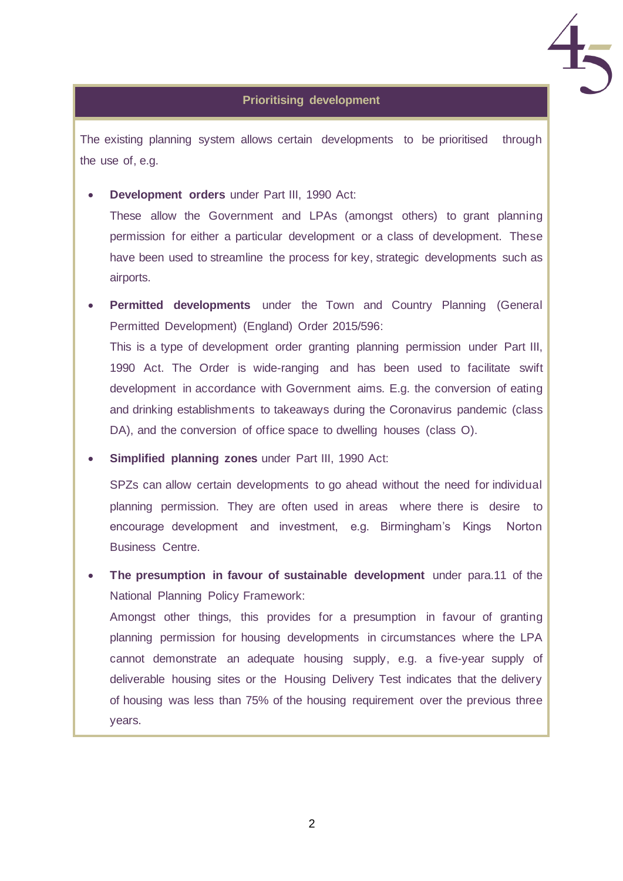## Prioritising development

The existing planning system allows certain developments to be prioritised through the use of, e.g.

- **Development orders** under Part III, 1990 Act:
  These allow the Government and LPAs (amongst others) to grant planning permission for either a particular development or a class of development. These have been used to streamline the process for key, strategic developments such as airports.

- **Permitted developments** under the Town and Country Planning (General Permitted Development) (England) Order 2015/596:
  This is a type of development order granting planning permission under Part III, 1990 Act. The Order is wide-ranging and has been used to facilitate swift development in accordance with Government aims. E.g. the conversion of eating and drinking establishments to takeaways during the Coronavirus pandemic (class DA), and the conversion of office space to dwelling houses (class O).

- **Simplified planning zones** under Part III, 1990 Act:

  SPZs can allow certain developments to go ahead without the need for individual planning permission. They are often used in areas where there is desire to encourage development and investment, e.g. Birmingham's Kings Norton Business Centre.

- **The presumption in favour of sustainable development** under para.11 of the National Planning Policy Framework:
  Amongst other things, this provides for a presumption in favour of granting planning permission for housing developments in circumstances where the LPA cannot demonstrate an adequate housing supply, e.g. a five-year supply of deliverable housing sites or the Housing Delivery Test indicates that the delivery of housing was less than 75% of the housing requirement over the previous three years.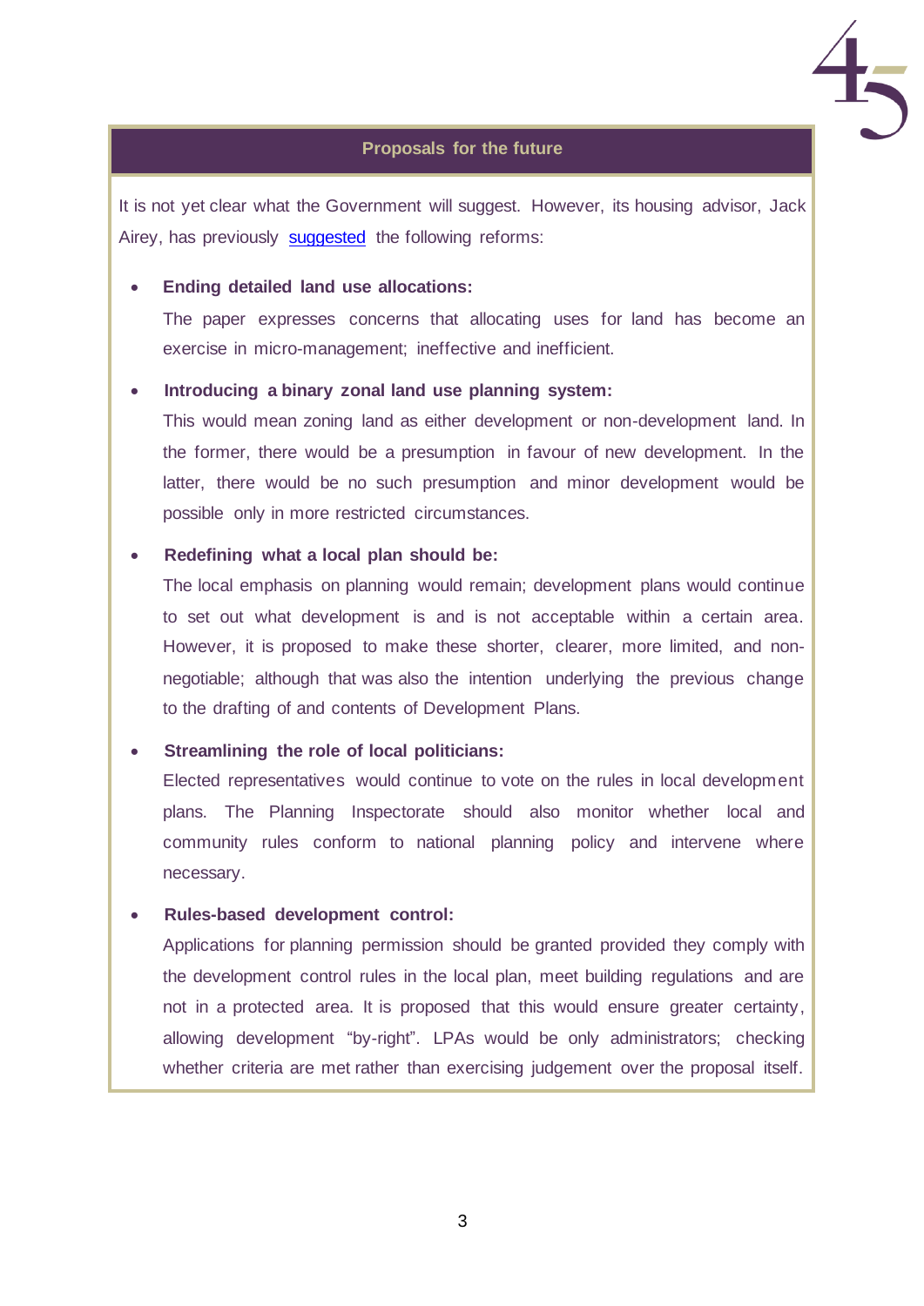## Proposals for the future

It is not yet clear what the Government will suggest. However, its housing advisor, Jack Airey, has previously suggested the following reforms:

- **Ending detailed land use allocations:**

  The paper expresses concerns that allocating uses for land has become an exercise in micro-management; ineffective and inefficient.

- **Introducing a binary zonal land use planning system:**

  This would mean zoning land as either development or non-development land. In the former, there would be a presumption in favour of new development. In the latter, there would be no such presumption and minor development would be possible only in more restricted circumstances.

- **Redefining what a local plan should be:**

  The local emphasis on planning would remain; development plans would continue to set out what development is and is not acceptable within a certain area. However, it is proposed to make these shorter, clearer, more limited, and non-negotiable; although that was also the intention underlying the previous change to the drafting of and contents of Development Plans.

- **Streamlining the role of local politicians:**

  Elected representatives would continue to vote on the rules in local development plans. The Planning Inspectorate should also monitor whether local and community rules conform to national planning policy and intervene where necessary.

- **Rules-based development control:**

  Applications for planning permission should be granted provided they comply with the development control rules in the local plan, meet building regulations and are not in a protected area. It is proposed that this would ensure greater certainty, allowing development "by-right". LPAs would be only administrators; checking whether criteria are met rather than exercising judgement over the proposal itself.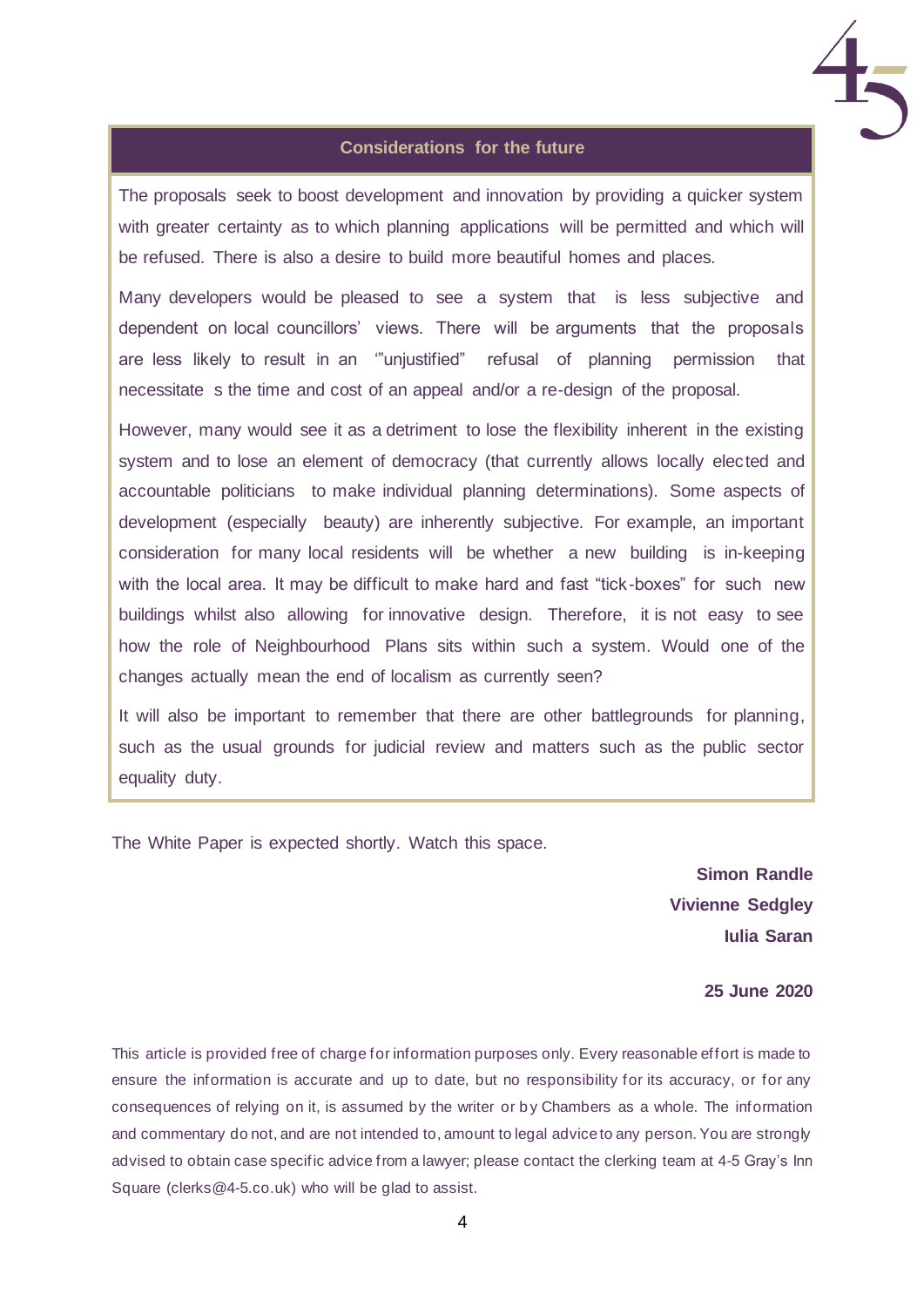## Considerations for the future

The proposals seek to boost development and innovation by providing a quicker system with greater certainty as to which planning applications will be permitted and which will be refused. There is also a desire to build more beautiful homes and places.

Many developers would be pleased to see a system that is less subjective and dependent on local councillors' views. There will be arguments that the proposals are less likely to result in an '"unjustified" refusal of planning permission that necessitate s the time and cost of an appeal and/or a re-design of the proposal.

However, many would see it as a detriment to lose the flexibility inherent in the existing system and to lose an element of democracy (that currently allows locally elected and accountable politicians to make individual planning determinations). Some aspects of development (especially beauty) are inherently subjective. For example, an important consideration for many local residents will be whether a new building is in-keeping with the local area. It may be difficult to make hard and fast "tick-boxes" for such new buildings whilst also allowing for innovative design. Therefore, it is not easy to see how the role of Neighbourhood Plans sits within such a system. Would one of the changes actually mean the end of localism as currently seen?

It will also be important to remember that there are other battlegrounds for planning, such as the usual grounds for judicial review and matters such as the public sector equality duty.

The White Paper is expected shortly. Watch this space.

**Simon Randle**
**Vivienne Sedgley**
**Iulia Saran**

**25 June 2020**

This article is provided free of charge for information purposes only. Every reasonable effort is made to ensure the information is accurate and up to date, but no responsibility for its accuracy, or for any consequences of relying on it, is assumed by the writer or by Chambers as a whole. The information and commentary do not, and are not intended to, amount to legal advice to any person. You are strongly advised to obtain case specific advice from a lawyer; please contact the clerking team at 4-5 Gray's Inn Square (clerks@4-5.co.uk) who will be glad to assist.